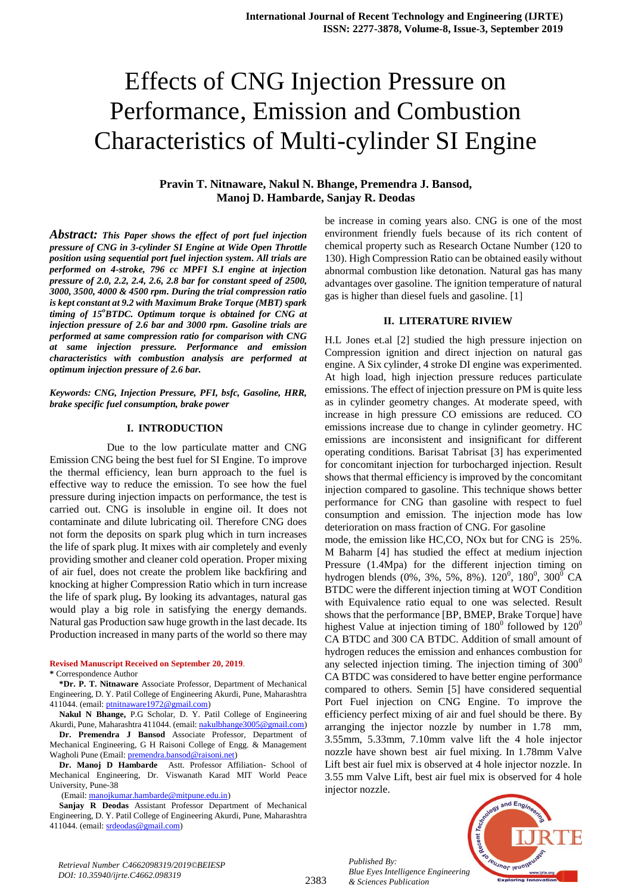# Effects of CNG Injection Pressure on Performance, Emission and Combustion Characteristics of Multi-cylinder SI Engine

**Pravin T. Nitnaware, Nakul N. Bhange, Premendra J. Bansod, Manoj D. Hambarde, Sanjay R. Deodas**

***Abstract:*** ***This Paper shows the effect of port fuel injection pressure of CNG in 3-cylinder SI Engine at Wide Open Throttle position using sequential port fuel injection system. All trials are performed on 4-stroke, 796 cc MPFI S.I engine at injection pressure of 2.0, 2.2, 2.4, 2.6, 2.8 bar for constant speed of 2500, 3000, 3500, 4000 & 4500 rpm. During the trial compression ratio is kept constant at 9.2 with Maximum Brake Torque (MBT) spark timing of 15$^{o}$BTDC. Optimum torque is obtained for CNG at injection pressure of 2.6 bar and 3000 rpm. Gasoline trials are performed at same compression ratio for comparison with CNG at same injection pressure. Performance and emission characteristics with combustion analysis are performed at optimum injection pressure of 2.6 bar.***

***Keywords: CNG, Injection Pressure, PFI, bsfc, Gasoline, HRR, brake specific fuel consumption, brake power***

## I. INTRODUCTION

Due to the low particulate matter and CNG Emission CNG being the best fuel for SI Engine. To improve the thermal efficiency, lean burn approach to the fuel is effective way to reduce the emission. To see how the fuel pressure during injection impacts on performance, the test is carried out. CNG is insoluble in engine oil. It does not contaminate and dilute lubricating oil. Therefore CNG does not form the deposits on spark plug which in turn increases the life of spark plug. It mixes with air completely and evenly providing smother and cleaner cold operation. Proper mixing of air fuel, does not create the problem like backfiring and knocking at higher Compression Ratio which in turn increase the life of spark plug**.** By looking its advantages, natural gas would play a big role in satisfying the energy demands. Natural gas Production saw huge growth in the last decade. Its Production increased in many parts of the world so there may be increase in coming years also. CNG is one of the most environment friendly fuels because of its rich content of chemical property such as Research Octane Number (120 to 130). High Compression Ratio can be obtained easily without abnormal combustion like detonation. Natural gas has many advantages over gasoline. The ignition temperature of natural gas is higher than diesel fuels and gasoline. [1]

**Revised Manuscript Received on September 20, 2019**.

**\*** Correspondence Author

**\*Dr. P. T. Nitnaware** Associate Professor, Department of Mechanical Engineering, D. Y. Patil College of Engineering Akurdi, Pune, Maharashtra 411044. (email: ptnitnaware1972@gmail.com)

**Nakul N Bhange,** P.G Scholar, D. Y. Patil College of Engineering Akurdi, Pune, Maharashtra 411044. (email: nakulbhange3005@gmail.com)

**Dr. Premendra J Bansod** Associate Professor, Department of Mechanical Engineering, G H Raisoni College of Engg. & Management Wagholi Pune (Email: premendra.bansod@raisoni.net)

**Dr. Manoj D Hambarde** Astt. Professor Affiliation- School of Mechanical Engineering, Dr. Viswanath Karad MIT World Peace University, Pune-38 (Email: manojkumar.hambarde@mitpune.edu.in)

**Sanjay R Deodas** Assistant Professor Department of Mechanical Engineering, D. Y. Patil College of Engineering Akurdi, Pune, Maharashtra 411044. (email: srdeodas@gmail.com)

## II. LITERATURE RIVIEW

H.L Jones et.al [2] studied the high pressure injection on Compression ignition and direct injection on natural gas engine. A Six cylinder, 4 stroke DI engine was experimented. At high load, high injection pressure reduces particulate emissions. The effect of injection pressure on PM is quite less as in cylinder geometry changes. At moderate speed, with increase in high pressure CO emissions are reduced. CO emissions increase due to change in cylinder geometry. HC emissions are inconsistent and insignificant for different operating conditions. Barisat Tabrisat [3] has experimented for concomitant injection for turbocharged injection. Result shows that thermal efficiency is improved by the concomitant injection compared to gasoline. This technique shows better performance for CNG than gasoline with respect to fuel consumption and emission. The injection mode has low deterioration on mass fraction of CNG. For gasoline mode, the emission like HC,CO, NOx but for CNG is 25%. M Baharm [4] has studied the effect at medium injection Pressure (1.4Mpa) for the different injection timing on hydrogen blends (0%, 3%, 5%, 8%). 120$^{0}$, 180$^{0}$, 300$^{0}$ CA BTDC were the different injection timing at WOT Condition with Equivalence ratio equal to one was selected. Result shows that the performance [BP, BMEP, Brake Torque] have highest Value at injection timing of 180$^{0}$ followed by 120$^{0}$ CA BTDC and 300 CA BTDC. Addition of small amount of hydrogen reduces the emission and enhances combustion for any selected injection timing. The injection timing of 300$^{0}$ CA BTDC was considered to have better engine performance compared to others. Semin [5] have considered sequential Port Fuel injection on CNG Engine. To improve the efficiency perfect mixing of air and fuel should be there. By arranging the injector nozzle by number in 1.78 mm, 3.55mm, 5.33mm, 7.10mm valve lift the 4 hole injector nozzle have shown best air fuel mixing. In 1.78mm Valve Lift best air fuel mix is observed at 4 hole injector nozzle. In 3.55 mm Valve Lift, best air fuel mix is observed for 4 hole injector nozzle.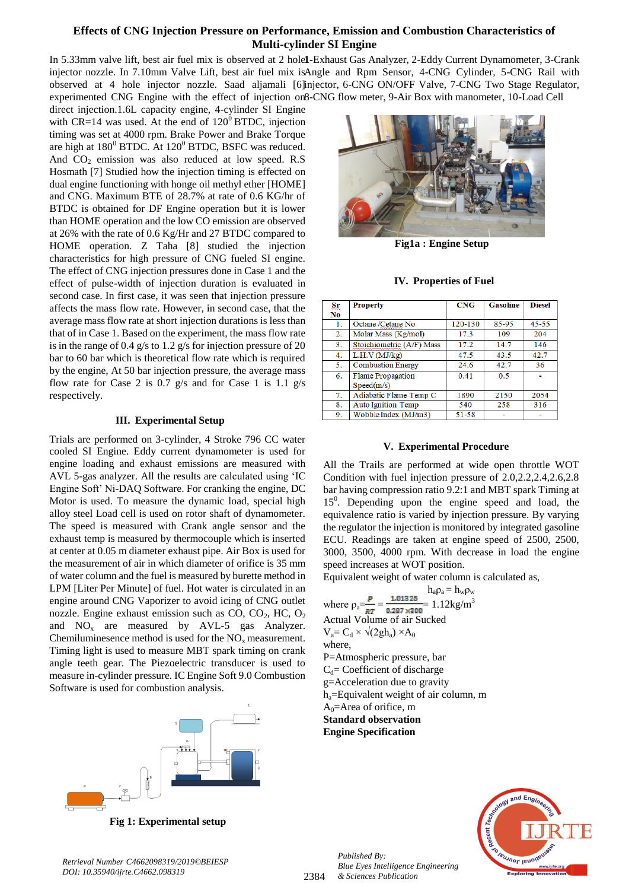# Effects of CNG Injection Pressure on Performance, Emission and Combustion Characteristics of Multi-cylinder SI Engine

In 5.33mm valve lift, best air fuel mix is observed at 2 hole injector nozzle. In 7.10mm Valve Lift, best air fuel mix is observed at 4 hole injector nozzle. Saad aljamali [6] experimented CNG Engine with the effect of injection on direct injection.1.6L capacity engine, 4-cylinder SI Engine with CR=14 was used. At the end of $120^0$ BTDC, injection timing was set at 4000 rpm. Brake Power and Brake Torque are high at $180^0$ BTDC. At $120^0$ BTDC, BSFC was reduced. And $CO_2$ emission was also reduced at low speed. R.S Hosmath [7] Studied how the injection timing is effected on dual engine functioning with honge oil methyl ether [HOME] and CNG. Maximum BTE of 28.7% at rate of 0.6 KG/hr of BTDC is obtained for DF Engine operation but it is lower than HOME operation and the low CO emission are observed at 26% with the rate of 0.6 Kg/Hr and 27 BTDC compared to HOME operation. Z Taha [8] studied the injection characteristics for high pressure of CNG fueled SI engine. The effect of CNG injection pressures done in Case 1 and the effect of pulse-width of injection duration is evaluated in second case. In first case, it was seen that injection pressure affects the mass flow rate. However, in second case, that the average mass flow rate at short injection durations is less than that of in Case 1. Based on the experiment, the mass flow rate is in the range of 0.4 g/s to 1.2 g/s for injection pressure of 20 bar to 60 bar which is theoretical flow rate which is required by the engine, At 50 bar injection pressure, the average mass flow rate for Case 2 is 0.7 g/s and for Case 1 is 1.1 g/s respectively.

## III. Experimental Setup

Trials are performed on 3-cylinder, 4 Stroke 796 CC water cooled SI Engine. Eddy current dynamometer is used for engine loading and exhaust emissions are measured with AVL 5-gas analyzer. All the results are calculated using 'IC Engine Soft' Ni-DAQ Software. For cranking the engine, DC Motor is used. To measure the dynamic load, special high alloy steel Load cell is used on rotor shaft of dynamometer. The speed is measured with Crank angle sensor and the exhaust temp is measured by thermocouple which is inserted at center at 0.05 m diameter exhaust pipe. Air Box is used for the measurement of air in which diameter of orifice is 35 mm of water column and the fuel is measured by burette method in LPM [Liter Per Minute] of fuel. Hot water is circulated in an engine around CNG Vaporizer to avoid icing of CNG outlet nozzle. Engine exhaust emission such as CO, $CO_2$, HC, $O_2$ and $NO_x$ are measured by AVL-5 gas Analyzer. Chemiluminesence method is used for the $NO_x$ measurement. Timing light is used to measure MBT spark timing on crank angle teeth gear. The Piezoelectric transducer is used to measure in-cylinder pressure. IC Engine Soft 9.0 Combustion Software is used for combustion analysis.

Fig 1: Experimental setup

1-Exhaust Gas Analyzer, 2-Eddy Current Dynamometer, 3-Crank Angle and Rpm Sensor, 4-CNG Cylinder, 5-CNG Rail with injector, 6-CNG ON/OFF Valve, 7-CNG Two Stage Regulator, 8-CNG flow meter, 9-Air Box with manometer, 10-Load Cell

Fig1a : Engine Setup

## IV. Properties of Fuel

| Sr No | Property | CNG | Gasoline | Diesel |
|---|---|---|---|---|
| 1. | Octane /Cetane No | 120-130 | 85-95 | 45-55 |
| 2. | Molar Mass (Kg/mol) | 17.3 | 109 | 204 |
| 3. | Stoichiometric (A/F) Mass | 17.2 | 14.7 | 146 |
| 4. | L.H.V (MJ/kg) | 47.5 | 43.5 | 42.7 |
| 5. | Combustion Energy | 24.6 | 42.7 | 36 |
| 6. | Flame Propagation Speed(m/s) | 0.41 | 0.5 | - |
| 7. | Adiabatic Flame Temp C | 1890 | 2150 | 2054 |
| 8. | Auto Ignition Temp | 540 | 258 | 316 |
| 9. | Wobble Index (MJ/m3) | 51-58 | - | - |

## V. Experimental Procedure

All the Trails are performed at wide open throttle WOT Condition with fuel injection pressure of 2.0,2.2,2.4,2.6,2.8 bar having compression ratio 9.2:1 and MBT spark Timing at $15^0$. Depending upon the engine speed and load, the equivalence ratio is varied by injection pressure. By varying the regulator the injection is monitored by integrated gasoline ECU. Readings are taken at engine speed of 2500, 2500, 3000, 3500, 4000 rpm. With decrease in load the engine speed increases at WOT position.

Equivalent weight of water column is calculated as,

$$h_a\rho_a = h_w\rho_w$$

where $\rho_a = \frac{P}{RT} = \frac{1.01325}{0.287 \times 300} = 1.12 kg/m^3$

Actual Volume of air Sucked

$V_a = C_d \times \sqrt{(2gh_a)} \times A_0$

where,

P=Atmospheric pressure, bar

$C_d$= Coefficient of discharge

g=Acceleration due to gravity

$h_a$=Equivalent weight of air column, m

$A_0$=Area of orifice, m

**Standard observation**

**Engine Specification**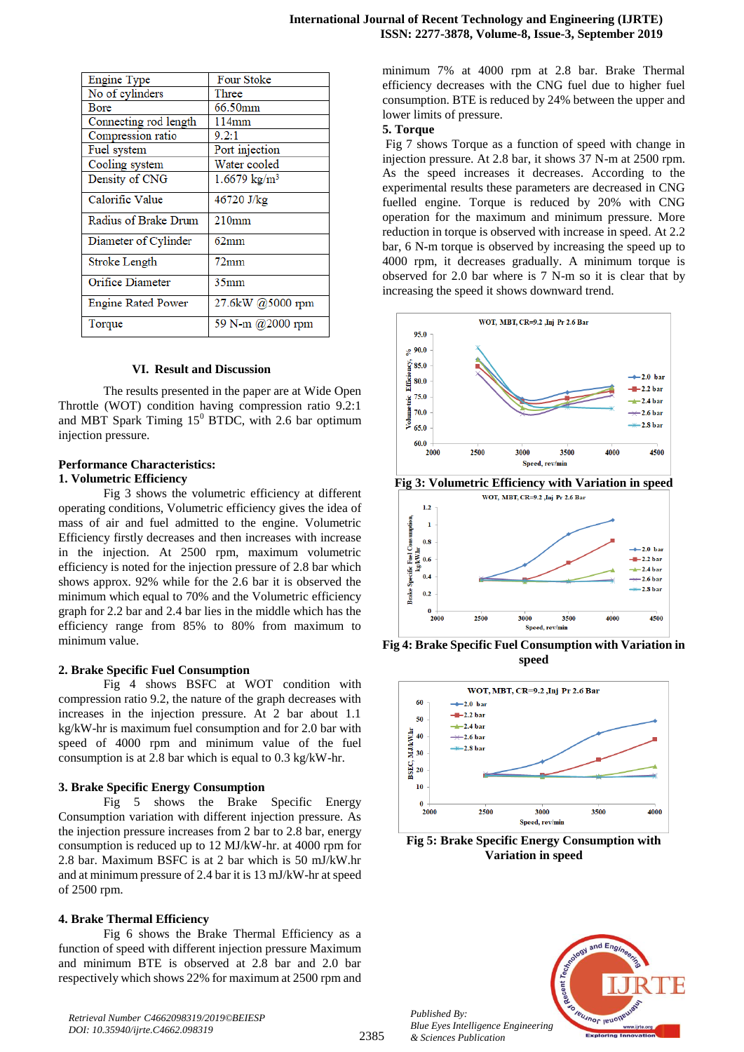| Engine Type | Four Stoke |
|---|---|
| No of cylinders | Three |
| Bore | 66.50mm |
| Connecting rod length | 114mm |
| Compression ratio | 9.2:1 |
| Fuel system | Port injection |
| Cooling system | Water cooled |
| Density of CNG | 1.6679 kg/m$^3$ |
| Calorific Value | 46720 J/kg |
| Radius of Brake Drum | 210mm |
| Diameter of Cylinder | 62mm |
| Stroke Length | 72mm |
| Orifice Diameter | 35mm |
| Engine Rated Power | 27.6kW @5000 rpm |
| Torque | 59 N-m @2000 rpm |

## VI. Result and Discussion

The results presented in the paper are at Wide Open Throttle (WOT) condition having compression ratio 9.2:1 and MBT Spark Timing 15$^0$ BTDC, with 2.6 bar optimum injection pressure.

**Performance Characteristics:**

**1. Volumetric Efficiency**

Fig 3 shows the volumetric efficiency at different operating conditions, Volumetric efficiency gives the idea of mass of air and fuel admitted to the engine. Volumetric Efficiency firstly decreases and then increases with increase in the injection. At 2500 rpm, maximum volumetric efficiency is noted for the injection pressure of 2.8 bar which shows approx. 92% while for the 2.6 bar it is observed the minimum which equal to 70% and the Volumetric efficiency graph for 2.2 bar and 2.4 bar lies in the middle which has the efficiency range from 85% to 80% from maximum to minimum value.

**2. Brake Specific Fuel Consumption**

Fig 4 shows BSFC at WOT condition with compression ratio 9.2, the nature of the graph decreases with increases in the injection pressure. At 2 bar about 1.1 kg/kW-hr is maximum fuel consumption and for 2.0 bar with speed of 4000 rpm and minimum value of the fuel consumption is at 2.8 bar which is equal to 0.3 kg/kW-hr.

**3. Brake Specific Energy Consumption**

Fig 5 shows the Brake Specific Energy Consumption variation with different injection pressure. As the injection pressure increases from 2 bar to 2.8 bar, energy consumption is reduced up to 12 MJ/kW-hr. at 4000 rpm for 2.8 bar. Maximum BSFC is at 2 bar which is 50 mJ/kW.hr and at minimum pressure of 2.4 bar it is 13 mJ/kW-hr at speed of 2500 rpm.

**4. Brake Thermal Efficiency**

Fig 6 shows the Brake Thermal Efficiency as a function of speed with different injection pressure Maximum and minimum BTE is observed at 2.8 bar and 2.0 bar respectively which shows 22% for maximum at 2500 rpm and minimum 7% at 4000 rpm at 2.8 bar. Brake Thermal efficiency decreases with the CNG fuel due to higher fuel consumption. BTE is reduced by 24% between the upper and lower limits of pressure.

**5. Torque**

Fig 7 shows Torque as a function of speed with change in injection pressure. At 2.8 bar, it shows 37 N-m at 2500 rpm. As the speed increases it decreases. According to the experimental results these parameters are decreased in CNG fuelled engine. Torque is reduced by 20% with CNG operation for the maximum and minimum pressure. More reduction in torque is observed with increase in speed. At 2.2 bar, 6 N-m torque is observed by increasing the speed up to 4000 rpm, it decreases gradually. A minimum torque is observed for 2.0 bar where is 7 N-m so it is clear that by increasing the speed it shows downward trend.

**Fig 3: Volumetric Efficiency with Variation in speed**

**Fig 4: Brake Specific Fuel Consumption with Variation in speed**

**Fig 5: Brake Specific Energy Consumption with Variation in speed**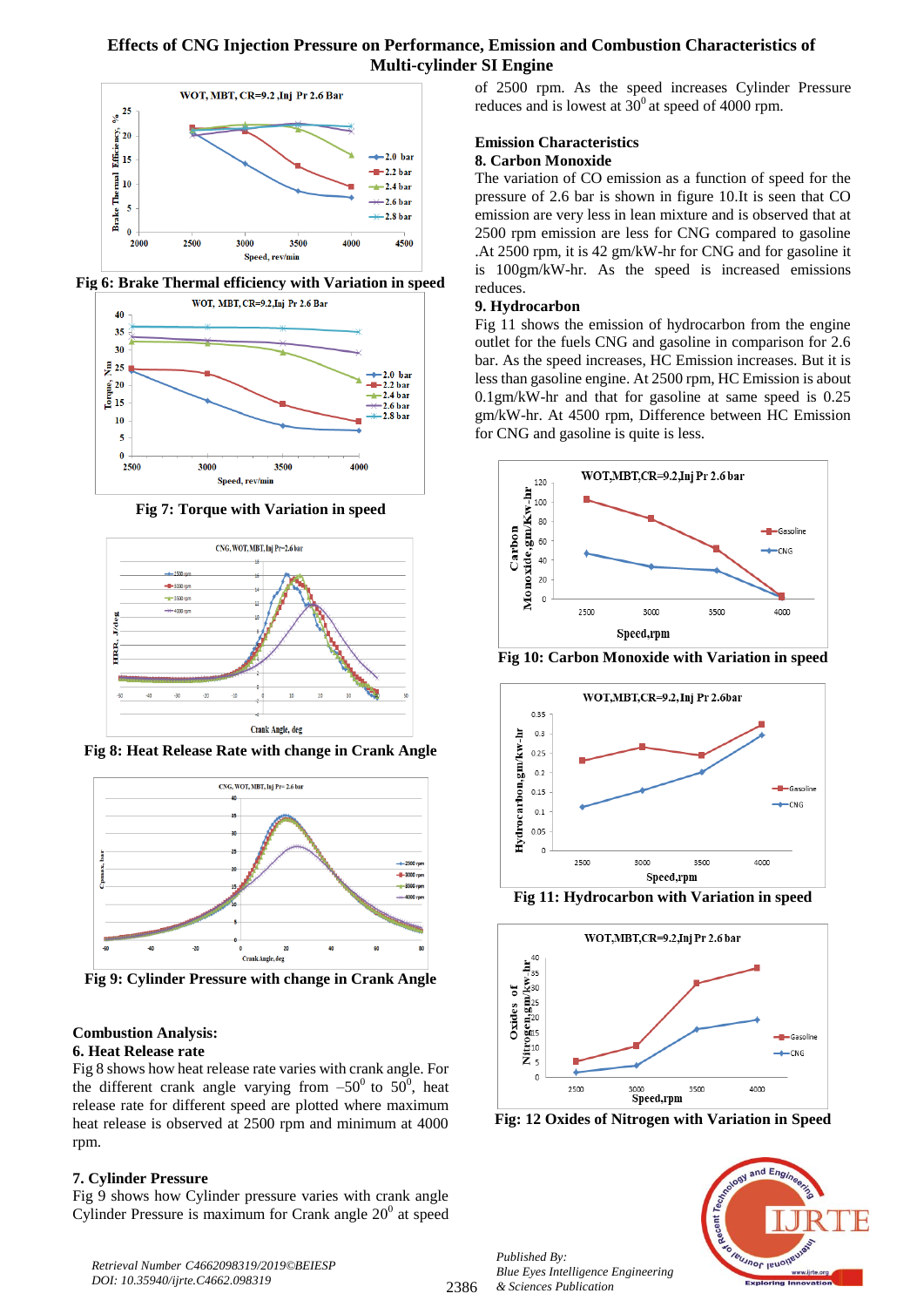Fig 6: Brake Thermal efficiency with Variation in speed

Fig 7: Torque with Variation in speed

Fig 8: Heat Release Rate with change in Crank Angle

Fig 9: Cylinder Pressure with change in Crank Angle

## Combustion Analysis:

### 6. Heat Release rate

Fig 8 shows how heat release rate varies with crank angle. For the different crank angle varying from $-50^0$ to $50^0$, heat release rate for different speed are plotted where maximum heat release is observed at 2500 rpm and minimum at 4000 rpm.

### 7. Cylinder Pressure

Fig 9 shows how Cylinder pressure varies with crank angle Cylinder Pressure is maximum for Crank angle $20^0$ at speed of 2500 rpm. As the speed increases Cylinder Pressure reduces and is lowest at $30^0$ at speed of 4000 rpm.

## Emission Characteristics

### 8. Carbon Monoxide

The variation of CO emission as a function of speed for the pressure of 2.6 bar is shown in figure 10.It is seen that CO emission are very less in lean mixture and is observed that at 2500 rpm emission are less for CNG compared to gasoline .At 2500 rpm, it is 42 gm/kW-hr for CNG and for gasoline it is 100gm/kW-hr. As the speed is increased emissions reduces.

### 9. Hydrocarbon

Fig 11 shows the emission of hydrocarbon from the engine outlet for the fuels CNG and gasoline in comparison for 2.6 bar. As the speed increases, HC Emission increases. But it is less than gasoline engine. At 2500 rpm, HC Emission is about 0.1gm/kW-hr and that for gasoline at same speed is 0.25 gm/kW-hr. At 4500 rpm, Difference between HC Emission for CNG and gasoline is quite is less.

Fig 10: Carbon Monoxide with Variation in speed

Fig 11: Hydrocarbon with Variation in speed

Fig: 12 Oxides of Nitrogen with Variation in Speed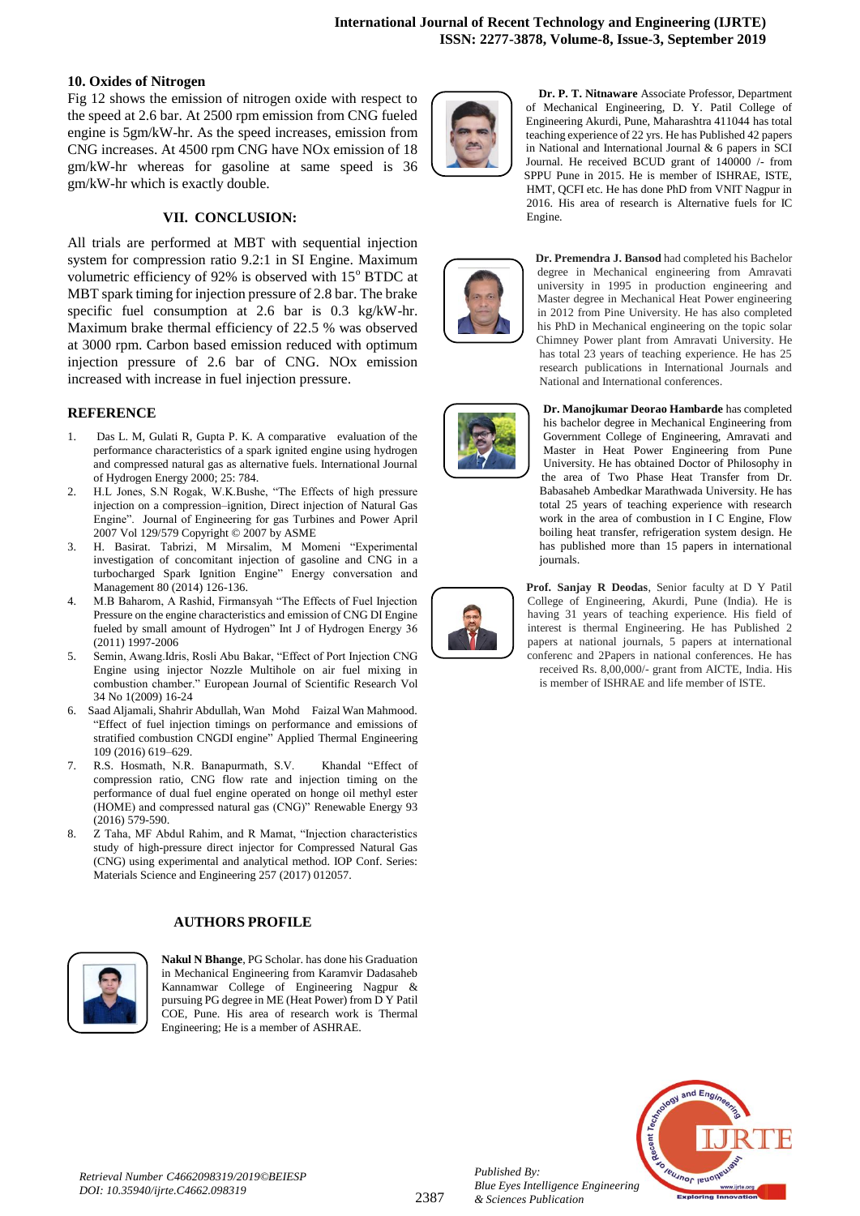### 10. Oxides of Nitrogen

Fig 12 shows the emission of nitrogen oxide with respect to the speed at 2.6 bar. At 2500 rpm emission from CNG fueled engine is 5gm/kW-hr. As the speed increases, emission from CNG increases. At 4500 rpm CNG have NOx emission of 18 gm/kW-hr whereas for gasoline at same speed is 36 gm/kW-hr which is exactly double.

## VII. CONCLUSION:

All trials are performed at MBT with sequential injection system for compression ratio 9.2:1 in SI Engine. Maximum volumetric efficiency of 92% is observed with 15$^{o}$ BTDC at MBT spark timing for injection pressure of 2.8 bar. The brake specific fuel consumption at 2.6 bar is 0.3 kg/kW-hr. Maximum brake thermal efficiency of 22.5 % was observed at 3000 rpm. Carbon based emission reduced with optimum injection pressure of 2.6 bar of CNG. NOx emission increased with increase in fuel injection pressure.

## REFERENCE

1. Das L. M, Gulati R, Gupta P. K. A comparative evaluation of the performance characteristics of a spark ignited engine using hydrogen and compressed natural gas as alternative fuels. International Journal of Hydrogen Energy 2000; 25: 784.
2. H.L Jones, S.N Rogak, W.K.Bushe, "The Effects of high pressure injection on a compression–ignition, Direct injection of Natural Gas Engine". Journal of Engineering for gas Turbines and Power April 2007 Vol 129/579 Copyright © 2007 by ASME
3. H. Basirat. Tabrizi, M Mirsalim, M Momeni "Experimental investigation of concomitant injection of gasoline and CNG in a turbocharged Spark Ignition Engine" Energy conversation and Management 80 (2014) 126-136.
4. M.B Baharom, A Rashid, Firmansyah "The Effects of Fuel Injection Pressure on the engine characteristics and emission of CNG DI Engine fueled by small amount of Hydrogen" Int J of Hydrogen Energy 36 (2011) 1997-2006
5. Semin, Awang.Idris, Rosli Abu Bakar, "Effect of Port Injection CNG Engine using injector Nozzle Multihole on air fuel mixing in combustion chamber." European Journal of Scientific Research Vol 34 No 1(2009) 16-24
6. Saad Aljamali, Shahrir Abdullah, Wan Mohd Faizal Wan Mahmood. "Effect of fuel injection timings on performance and emissions of stratified combustion CNGDI engine" Applied Thermal Engineering 109 (2016) 619–629.
7. R.S. Hosmath, N.R. Banapurmath, S.V. Khandal "Effect of compression ratio, CNG flow rate and injection timing on the performance of dual fuel engine operated on honge oil methyl ester (HOME) and compressed natural gas (CNG)" Renewable Energy 93 (2016) 579-590.
8. Z Taha, MF Abdul Rahim, and R Mamat, "Injection characteristics study of high-pressure direct injector for Compressed Natural Gas (CNG) using experimental and analytical method. IOP Conf. Series: Materials Science and Engineering 257 (2017) 012057.

## AUTHORS PROFILE

**Nakul N Bhange**, PG Scholar. has done his Graduation in Mechanical Engineering from Karamvir Dadasaheb Kannamwar College of Engineering Nagpur & pursuing PG degree in ME (Heat Power) from D Y Patil COE, Pune. His area of research work is Thermal Engineering; He is a member of ASHRAE.

**Dr. P. T. Nitnaware** Associate Professor, Department of Mechanical Engineering, D. Y. Patil College of Engineering Akurdi, Pune, Maharashtra 411044 has total teaching experience of 22 yrs. He has Published 42 papers in National and International Journal & 6 papers in SCI Journal. He received BCUD grant of 140000 /- from SPPU Pune in 2015. He is member of ISHRAE, ISTE, HMT, QCFI etc. He has done PhD from VNIT Nagpur in 2016. His area of research is Alternative fuels for IC Engine.

**Dr. Premendra J. Bansod** had completed his Bachelor degree in Mechanical engineering from Amravati university in 1995 in production engineering and Master degree in Mechanical Heat Power engineering in 2012 from Pine University. He has also completed his PhD in Mechanical engineering on the topic solar Chimney Power plant from Amravati University. He has total 23 years of teaching experience. He has 25 research publications in International Journals and National and International conferences.

**Dr. Manojkumar Deorao Hambarde** has completed his bachelor degree in Mechanical Engineering from Government College of Engineering, Amravati and Master in Heat Power Engineering from Pune University. He has obtained Doctor of Philosophy in the area of Two Phase Heat Transfer from Dr. Babasaheb Ambedkar Marathwada University. He has total 25 years of teaching experience with research work in the area of combustion in I C Engine, Flow boiling heat transfer, refrigeration system design. He has published more than 15 papers in international journals.

**Prof. Sanjay R Deodas**, Senior faculty at D Y Patil College of Engineering, Akurdi, Pune (India). He is having 31 years of teaching experience. His field of interest is thermal Engineering. He has Published 2 papers at national journals, 5 papers at international conferenc and 2Papers in national conferences. He has received Rs. 8,00,000/- grant from AICTE, India. His is member of ISHRAE and life member of ISTE.